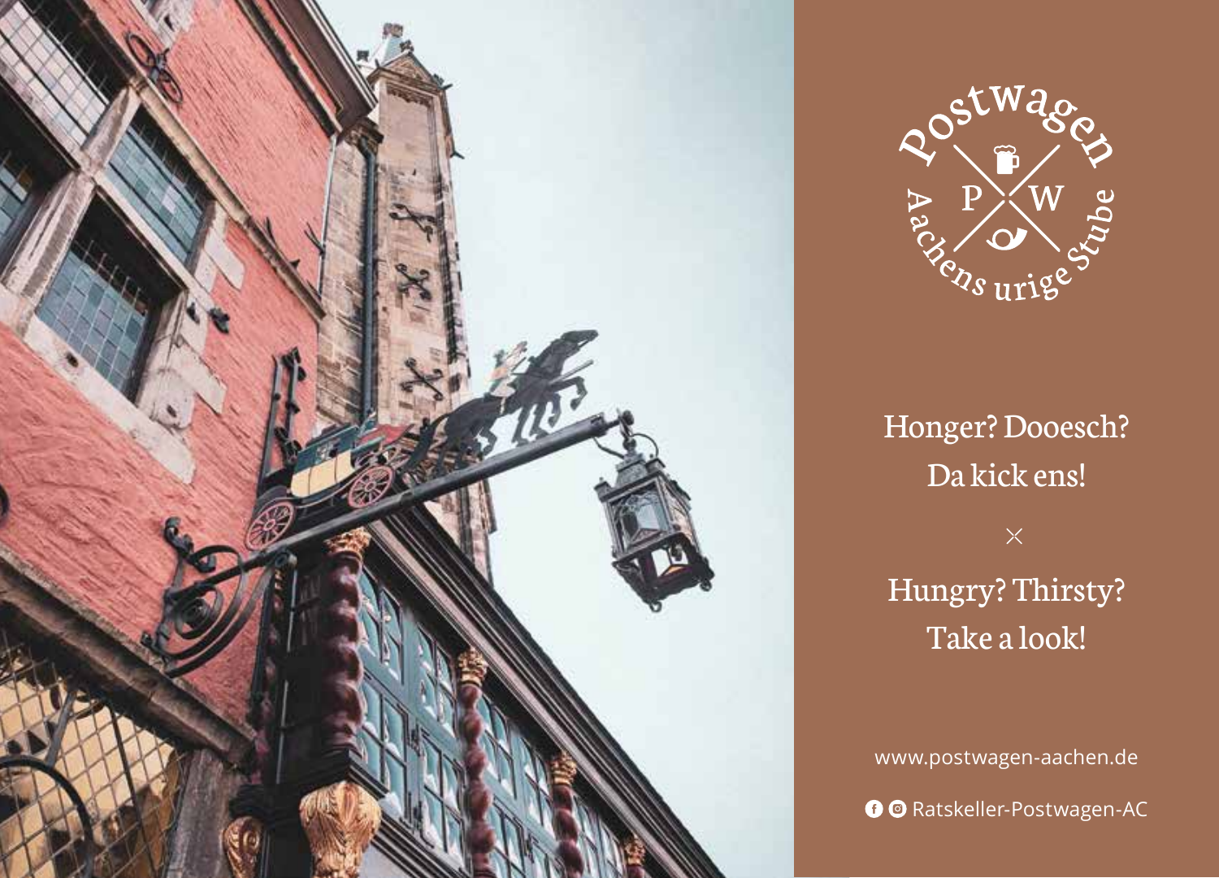# Postwagen

P W

Aachens urige Stube

Honger? Dooesch?
Da kick ens!

×

Hungry? Thirsty?
Take a look!

www.postwagen-aachen.de

Ratskeller-Postwagen-AC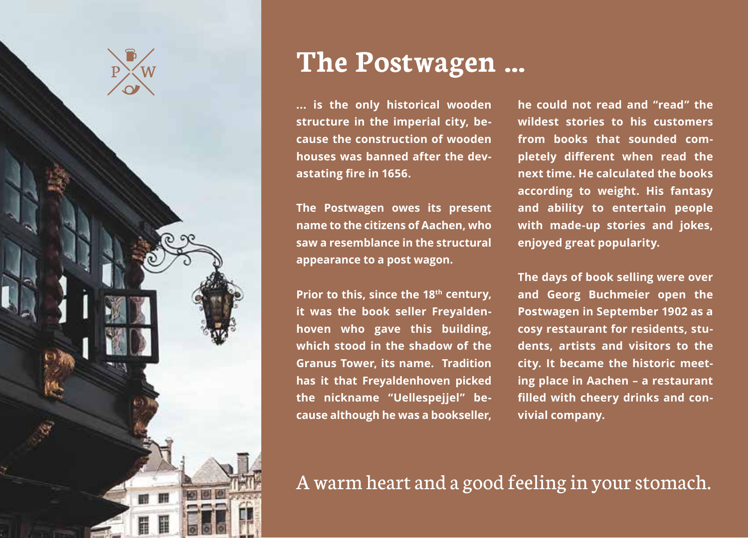# The Postwagen ...

**... is the only historical wooden structure in the imperial city, because the construction of wooden houses was banned after the devastating fire in 1656.**

**The Postwagen owes its present name to the citizens of Aachen, who saw a resemblance in the structural appearance to a post wagon.**

**Prior to this, since the 18th century, it was the book seller Freyaldenhoven who gave this building, which stood in the shadow of the Granus Tower, its name. Tradition has it that Freyaldenhoven picked the nickname "Uellespejjel" because although he was a bookseller, he could not read and "read" the wildest stories to his customers from books that sounded completely different when read the next time. He calculated the books according to weight. His fantasy and ability to entertain people with made-up stories and jokes, enjoyed great popularity.**

**The days of book selling were over and Georg Buchmeier open the Postwagen in September 1902 as a cosy restaurant for residents, students, artists and visitors to the city. It became the historic meeting place in Aachen – a restaurant filled with cheery drinks and convivial company.**

A warm heart and a good feeling in your stomach.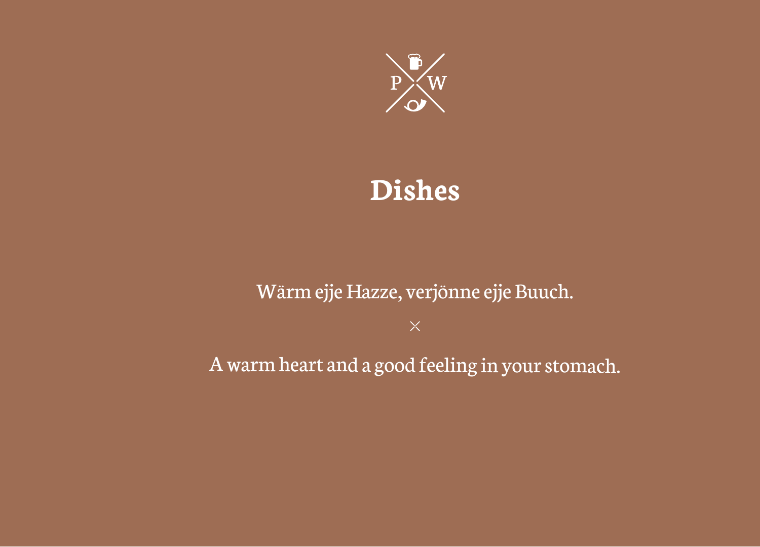P W

# Dishes

Wärm ejje Hazze, verjönne ejje Buuch.

×

A warm heart and a good feeling in your stomach.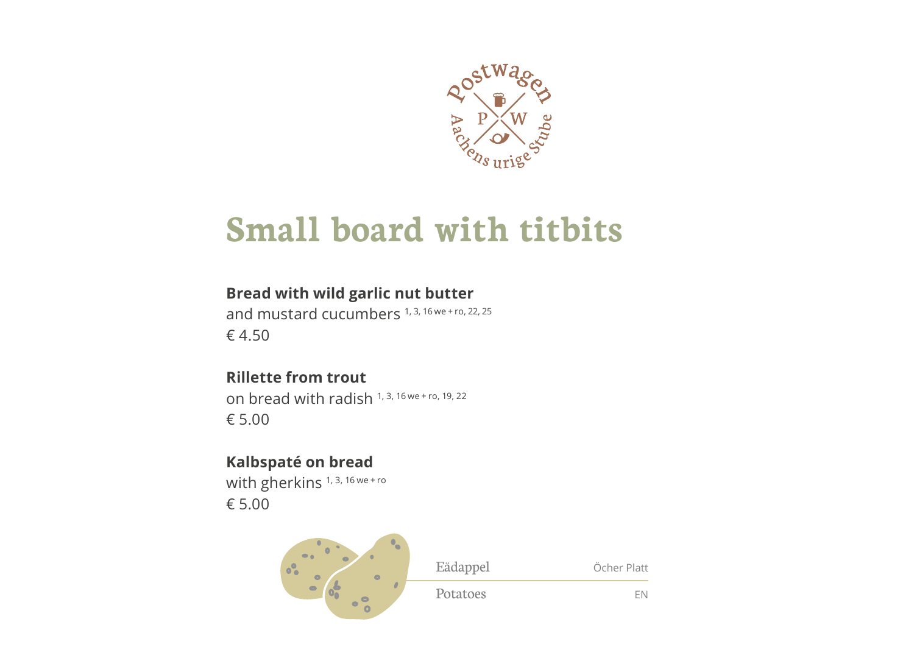Postwagen

PW

Aachens urige Stube

# Small board with titbits

**Bread with wild garlic nut butter**
and mustard cucumbers [1, 3, 16 we + ro, 22, 25]
€ 4.50

**Rillette from trout**
on bread with radish [1, 3, 16 we + ro, 19, 22]
€ 5.00

**Kalbspaté on bread**
with gherkins [1, 3, 16 we + ro]
€ 5.00

| Eädappel | Öcher Platt |
|---|---|
| Potatoes | EN |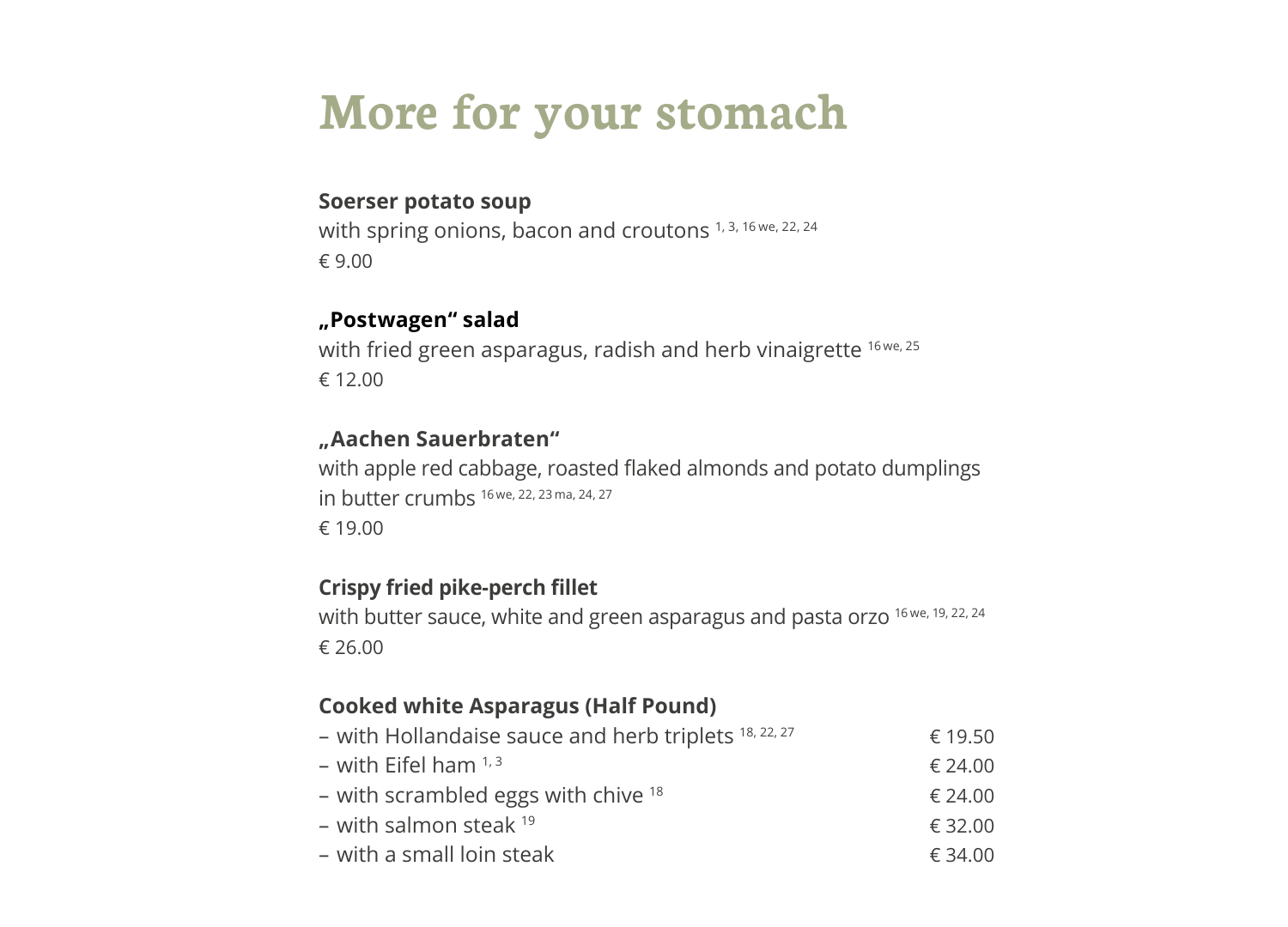# More for your stomach

**Soerser potato soup**
with spring onions, bacon and croutons [1, 3, 16 we, 22, 24]
€ 9.00

**„Postwagen" salad**
with fried green asparagus, radish and herb vinaigrette [16 we, 25]
€ 12.00

**„Aachen Sauerbraten"**
with apple red cabbage, roasted flaked almonds and potato dumplings in butter crumbs [16 we, 22, 23 ma, 24, 27]
€ 19.00

**Crispy fried pike-perch fillet**
with butter sauce, white and green asparagus and pasta orzo [16 we, 19, 22, 24]
€ 26.00

**Cooked white Asparagus (Half Pound)**

| | |
|---|---|
| – with Hollandaise sauce and herb triplets [18, 22, 27] | € 19.50 |
| – with Eifel ham [1, 3] | € 24.00 |
| – with scrambled eggs with chive [18] | € 24.00 |
| – with salmon steak [19] | € 32.00 |
| – with a small loin steak | € 34.00 |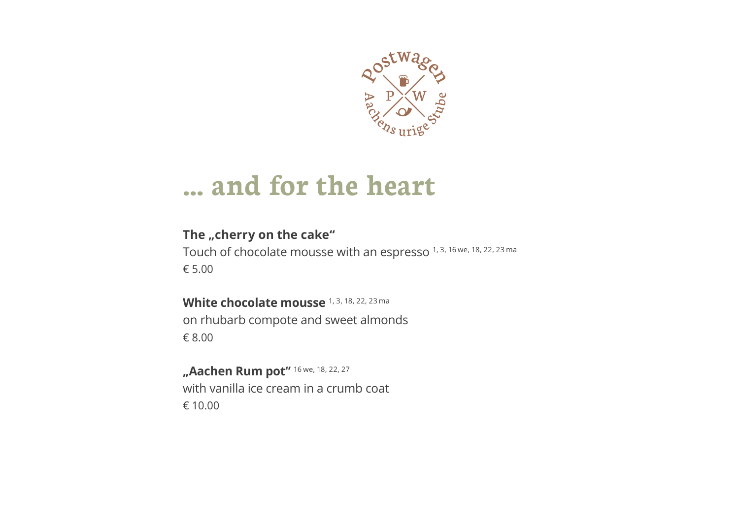# ... and for the heart

**The „cherry on the cake“**
Touch of chocolate mousse with an espresso [1, 3, 16 we, 18, 22, 23 ma]
€ 5.00

**White chocolate mousse** [1, 3, 18, 22, 23 ma]
on rhubarb compote and sweet almonds
€ 8.00

**„Aachen Rum pot“** [16 we, 18, 22, 27]
with vanilla ice cream in a crumb coat
€ 10.00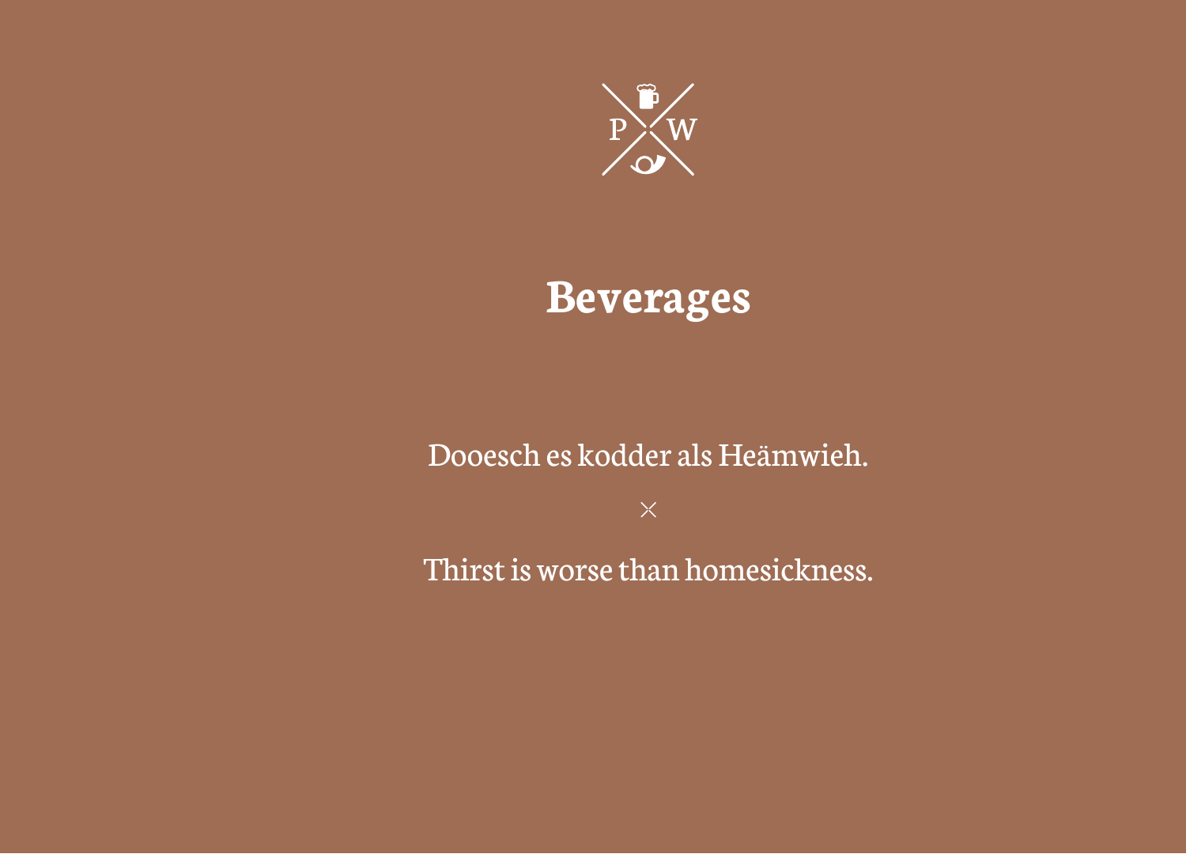P W

# Beverages

Dooesch es kodder als Heämwieh.

Thirst is worse than homesickness.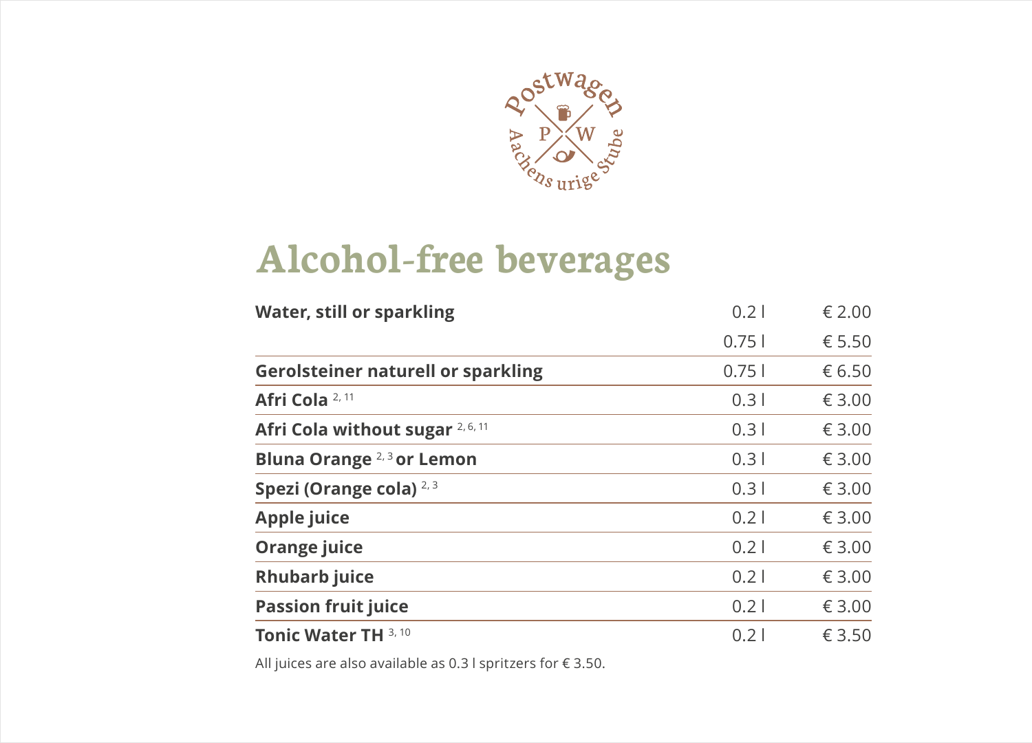# Alcohol-free beverages

| Item | Size | Price |
| --- | --- | --- |
| **Water, still or sparkling** | 0.2 l | € 2.00 |
| | 0.75 l | € 5.50 |
| **Gerolsteiner naturell or sparkling** | 0.75 l | € 6.50 |
| **Afri Cola** [2, 11] | 0.3 l | € 3.00 |
| **Afri Cola without sugar** [2, 6, 11] | 0.3 l | € 3.00 |
| **Bluna Orange** [2, 3] **or Lemon** | 0.3 l | € 3.00 |
| **Spezi (Orange cola)** [2, 3] | 0.3 l | € 3.00 |
| **Apple juice** | 0.2 l | € 3.00 |
| **Orange juice** | 0.2 l | € 3.00 |
| **Rhubarb juice** | 0.2 l | € 3.00 |
| **Passion fruit juice** | 0.2 l | € 3.00 |
| **Tonic Water TH** [3, 10] | 0.2 l | € 3.50 |

All juices are also available as 0.3 l spritzers for € 3.50.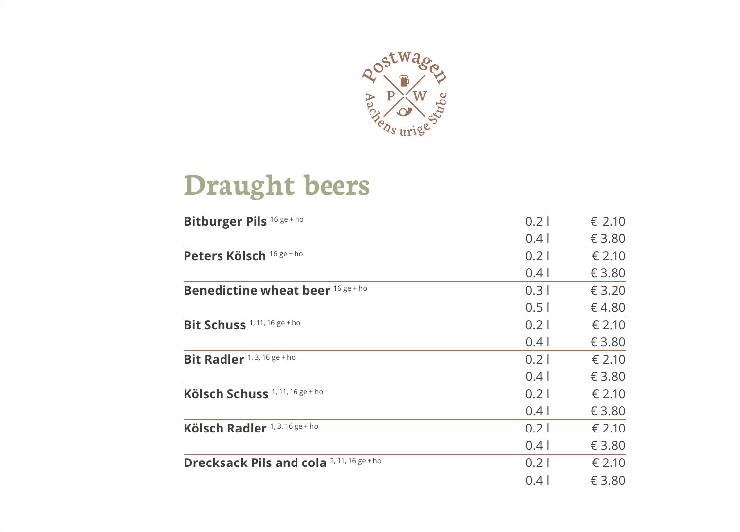Postwagen

P W

Aachens urige Stube

# Draught beers

| Beer | Size | Price |
| --- | --- | --- |
| **Bitburger Pils** 16 ge + ho | 0.2 l | € 2.10 |
| | 0.4 l | € 3.80 |
| **Peters Kölsch** 16 ge + ho | 0.2 l | € 2.10 |
| | 0.4 l | € 3.80 |
| **Benedictine wheat beer** 16 ge + ho | 0.3 l | € 3.20 |
| | 0.5 l | € 4.80 |
| **Bit Schuss** 1, 11, 16 ge + ho | 0.2 l | € 2.10 |
| | 0.4 l | € 3.80 |
| **Bit Radler** 1, 3, 16 ge + ho | 0.2 l | € 2.10 |
| | 0.4 l | € 3.80 |
| **Kölsch Schuss** 1, 11, 16 ge + ho | 0.2 l | € 2.10 |
| | 0.4 l | € 3.80 |
| **Kölsch Radler** 1, 3, 16 ge + ho | 0.2 l | € 2.10 |
| | 0.4 l | € 3.80 |
| **Drecksack Pils and cola** 2, 11, 16 ge + ho | 0.2 l | € 2.10 |
| | 0.4 l | € 3.80 |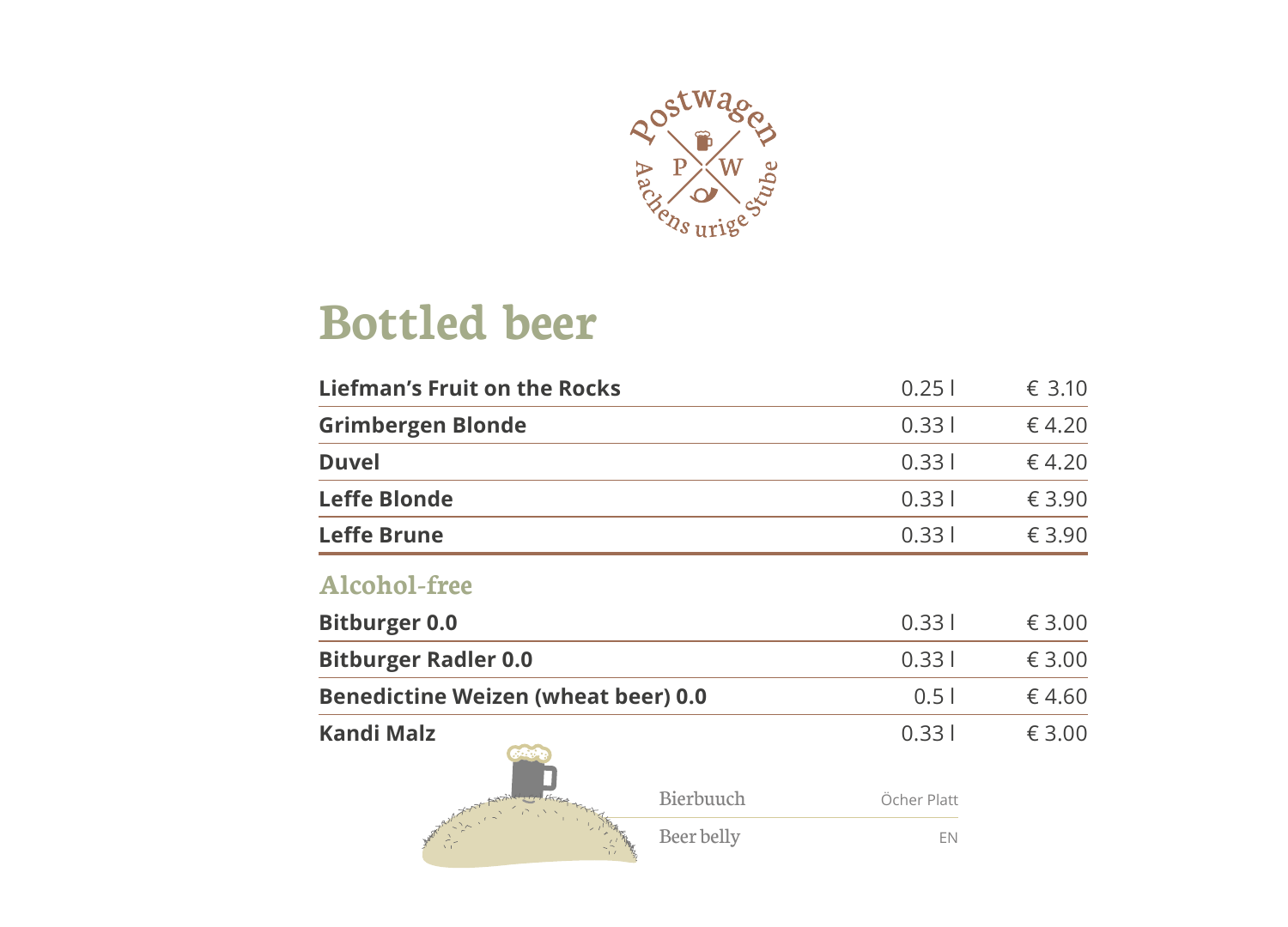# Bottled beer

| | | |
|---|---|---|
| **Liefman's Fruit on the Rocks** | 0.25 l | € 3.10 |
| **Grimbergen Blonde** | 0.33 l | € 4.20 |
| **Duvel** | 0.33 l | € 4.20 |
| **Leffe Blonde** | 0.33 l | € 3.90 |
| **Leffe Brune** | 0.33 l | € 3.90 |

## Alcohol-free

| | | |
|---|---|---|
| **Bitburger 0.0** | 0.33 l | € 3.00 |
| **Bitburger Radler 0.0** | 0.33 l | € 3.00 |
| **Benedictine Weizen (wheat beer) 0.0** | 0.5 l | € 4.60 |
| **Kandi Malz** | 0.33 l | € 3.00 |

| | |
|---|---|
| Bierbuuch | Öcher Platt |
| Beer belly | EN |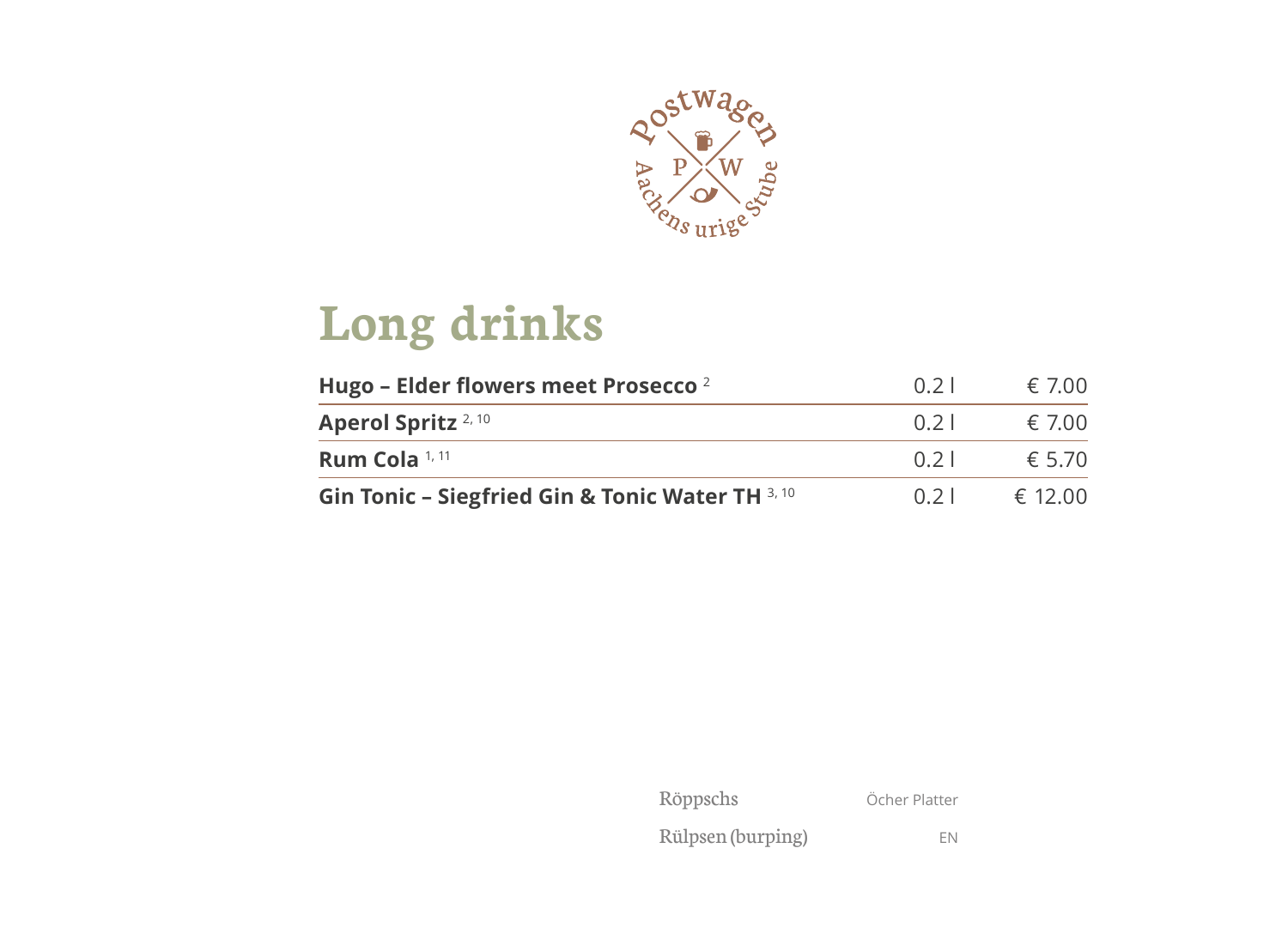# Long drinks

| | | |
|---|---|---|
| **Hugo – Elder flowers meet Prosecco** [2] | 0.2 l | € 7.00 |
| **Aperol Spritz** [2, 10] | 0.2 l | € 7.00 |
| **Rum Cola** [1, 11] | 0.2 l | € 5.70 |
| **Gin Tonic – Siegfried Gin & Tonic Water TH** [3, 10] | 0.2 l | € 12.00 |

Röppschs — Öcher Platter

Rülpsen (burping) — EN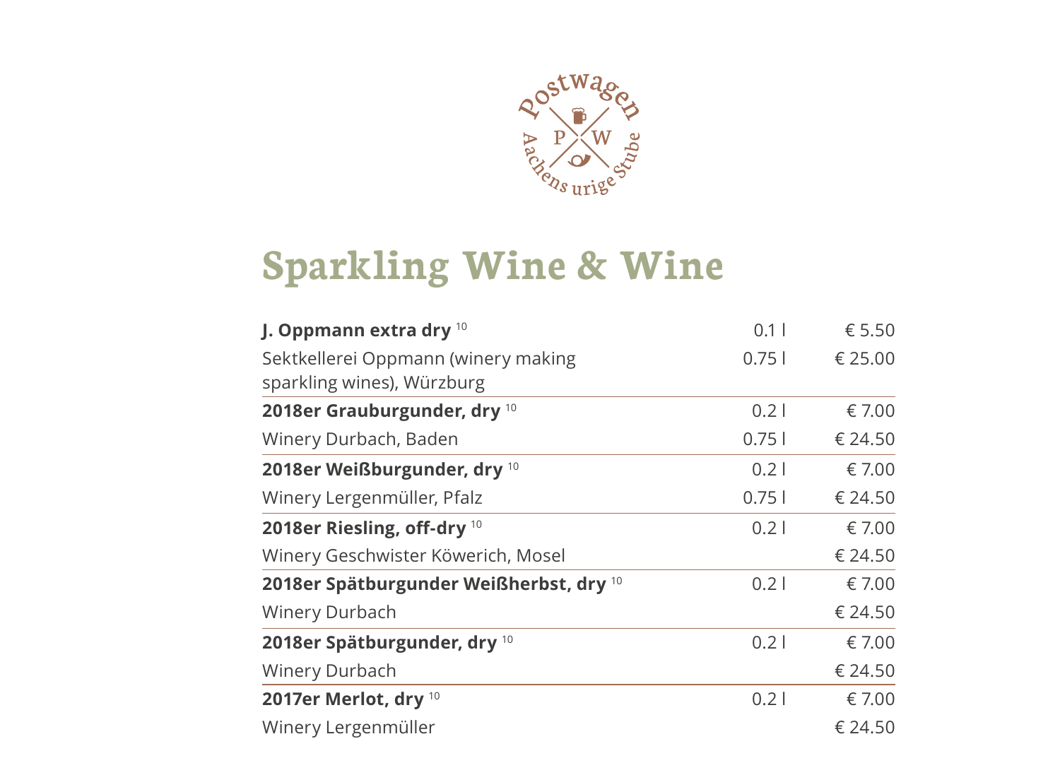# Sparkling Wine & Wine

| Wine | Volume | Price |
|---|---|---|
| **J. Oppmann extra dry** [10] | 0.1 l | € 5.50 |
| Sektkellerei Oppmann (winery making sparkling wines), Würzburg | 0.75 l | € 25.00 |
| **2018er Grauburgunder, dry** [10] | 0.2 l | € 7.00 |
| Winery Durbach, Baden | 0.75 l | € 24.50 |
| **2018er Weißburgunder, dry** [10] | 0.2 l | € 7.00 |
| Winery Lergenmüller, Pfalz | 0.75 l | € 24.50 |
| **2018er Riesling, off-dry** [10] | 0.2 l | € 7.00 |
| Winery Geschwister Köwerich, Mosel | | € 24.50 |
| **2018er Spätburgunder Weißherbst, dry** [10] | 0.2 l | € 7.00 |
| Winery Durbach | | € 24.50 |
| **2018er Spätburgunder, dry** [10] | 0.2 l | € 7.00 |
| Winery Durbach | | € 24.50 |
| **2017er Merlot, dry** [10] | 0.2 l | € 7.00 |
| Winery Lergenmüller | | € 24.50 |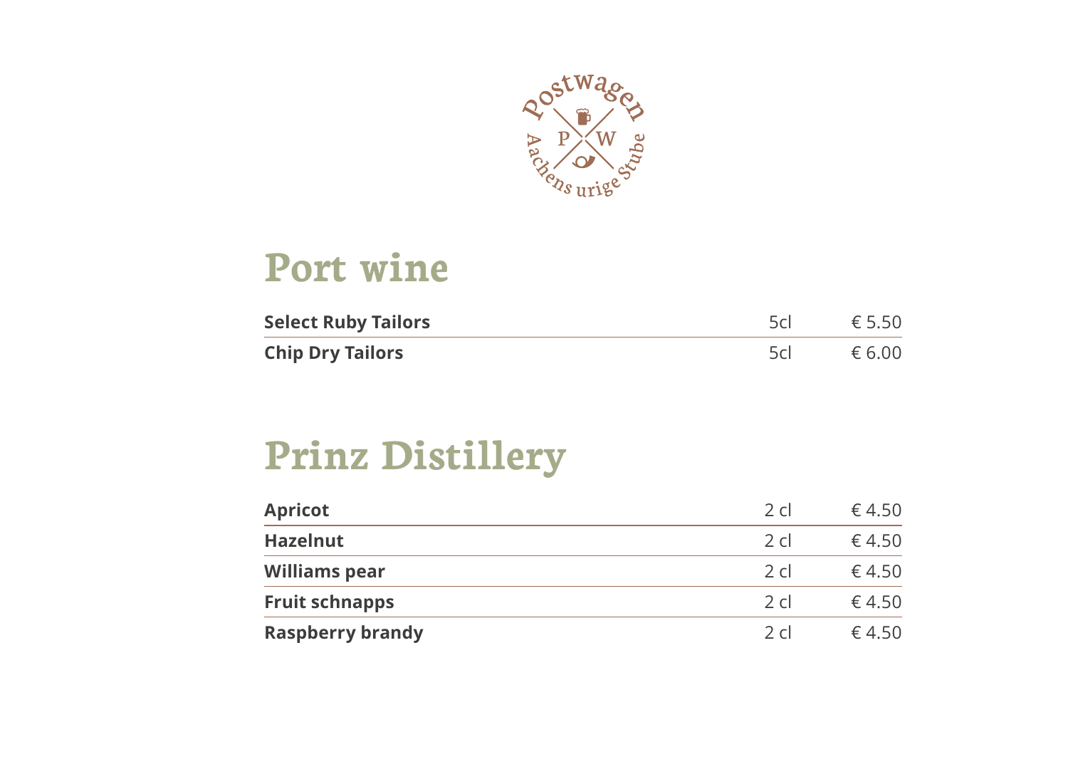# Port wine

| | | |
|---|---|---|
| **Select Ruby Tailors** | 5cl | € 5.50 |
| **Chip Dry Tailors** | 5cl | € 6.00 |

# Prinz Distillery

| | | |
|---|---|---|
| **Apricot** | 2 cl | € 4.50 |
| **Hazelnut** | 2 cl | € 4.50 |
| **Williams pear** | 2 cl | € 4.50 |
| **Fruit schnapps** | 2 cl | € 4.50 |
| **Raspberry brandy** | 2 cl | € 4.50 |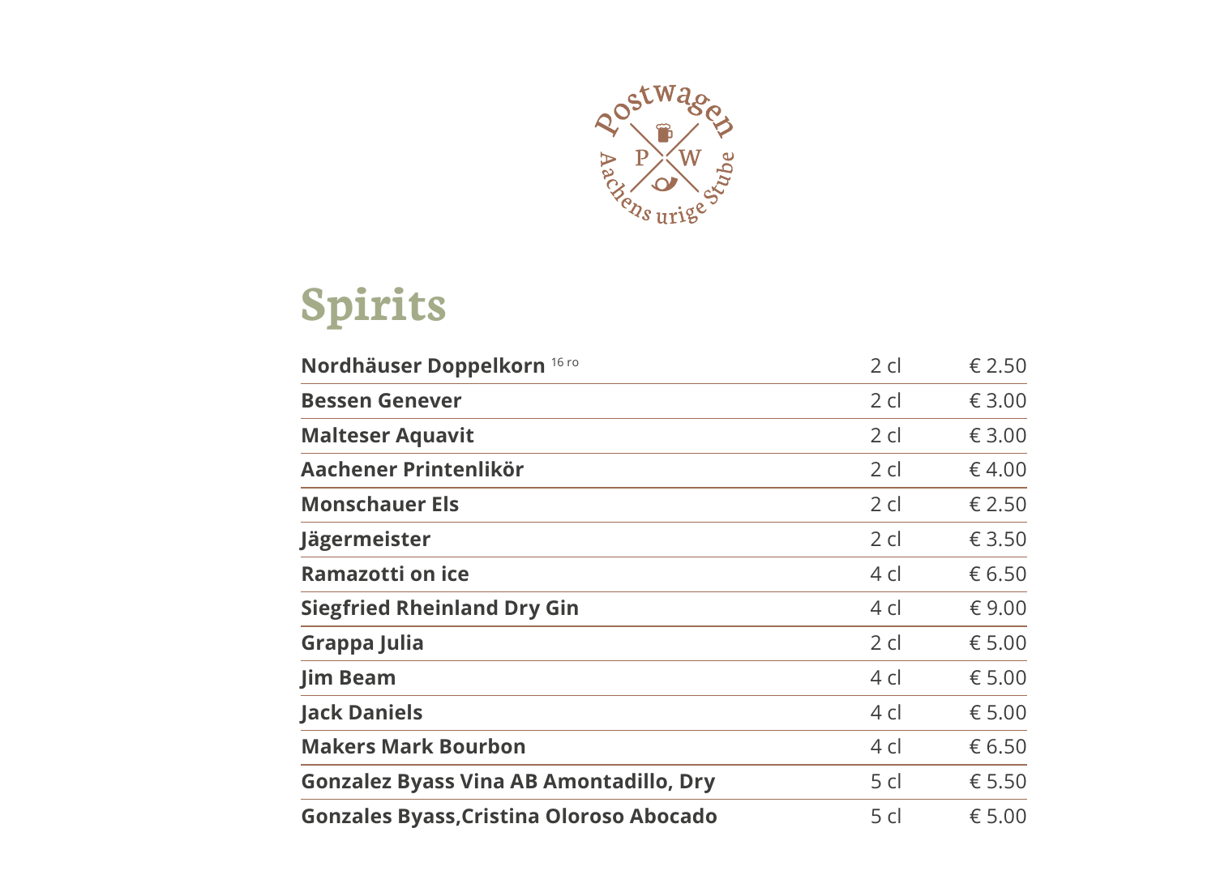Postwagen

P W

Aachens urige Stube

# Spirits

| | | |
|---|---|---|
| **Nordhäuser Doppelkorn** [16 ro] | 2 cl | € 2.50 |
| **Bessen Genever** | 2 cl | € 3.00 |
| **Malteser Aquavit** | 2 cl | € 3.00 |
| **Aachener Printenlikör** | 2 cl | € 4.00 |
| **Monschauer Els** | 2 cl | € 2.50 |
| **Jägermeister** | 2 cl | € 3.50 |
| **Ramazotti on ice** | 4 cl | € 6.50 |
| **Siegfried Rheinland Dry Gin** | 4 cl | € 9.00 |
| **Grappa Julia** | 2 cl | € 5.00 |
| **Jim Beam** | 4 cl | € 5.00 |
| **Jack Daniels** | 4 cl | € 5.00 |
| **Makers Mark Bourbon** | 4 cl | € 6.50 |
| **Gonzalez Byass Vina AB Amontadillo, Dry** | 5 cl | € 5.50 |
| **Gonzales Byass,Cristina Oloroso Abocado** | 5 cl | € 5.00 |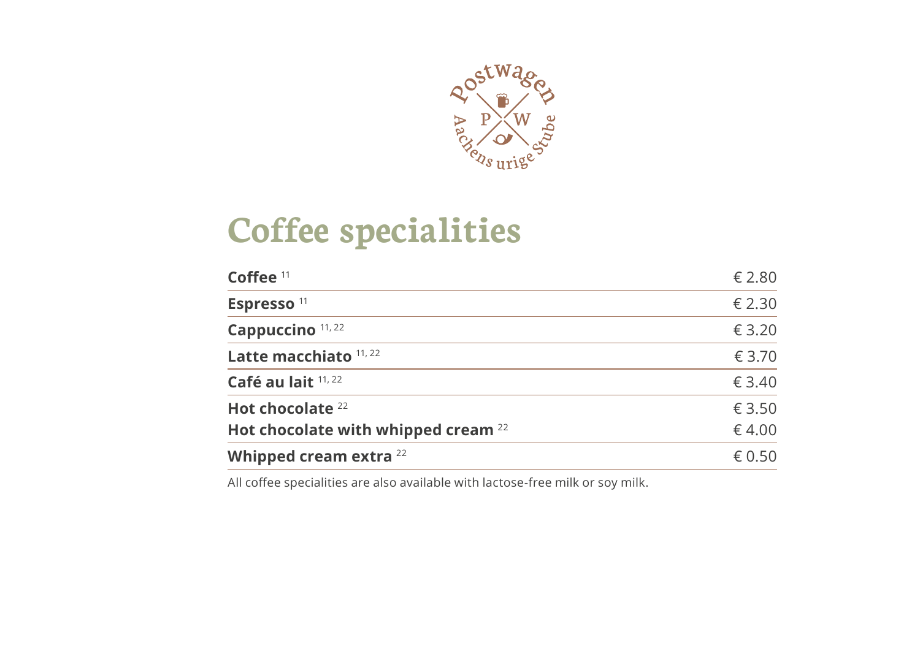# Coffee specialities

| | |
|---|---|
| **Coffee** [11] | € 2.80 |
| **Espresso** [11] | € 2.30 |
| **Cappuccino** [11, 22] | € 3.20 |
| **Latte macchiato** [11, 22] | € 3.70 |
| **Café au lait** [11, 22] | € 3.40 |
| **Hot chocolate** [22] | € 3.50 |
| **Hot chocolate with whipped cream** [22] | € 4.00 |
| **Whipped cream extra** [22] | € 0.50 |

All coffee specialities are also available with lactose-free milk or soy milk.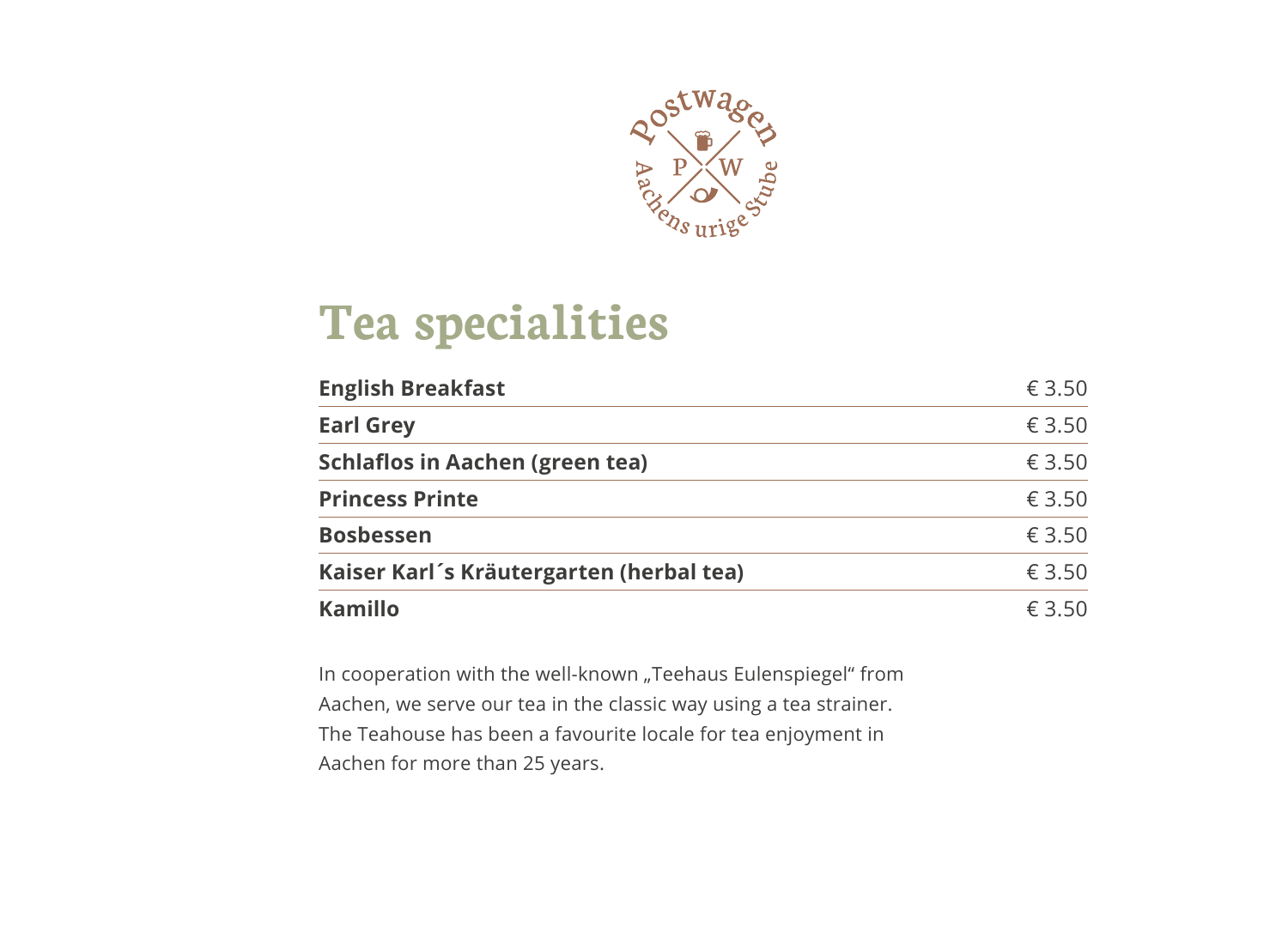# Tea specialities

| | |
|---|---|
| **English Breakfast** | € 3.50 |
| **Earl Grey** | € 3.50 |
| **Schlaflos in Aachen (green tea)** | € 3.50 |
| **Princess Printe** | € 3.50 |
| **Bosbessen** | € 3.50 |
| **Kaiser Karl´s Kräutergarten (herbal tea)** | € 3.50 |
| **Kamillo** | € 3.50 |

In cooperation with the well-known „Teehaus Eulenspiegel“ from Aachen, we serve our tea in the classic way using a tea strainer. The Teahouse has been a favourite locale for tea enjoyment in Aachen for more than 25 years.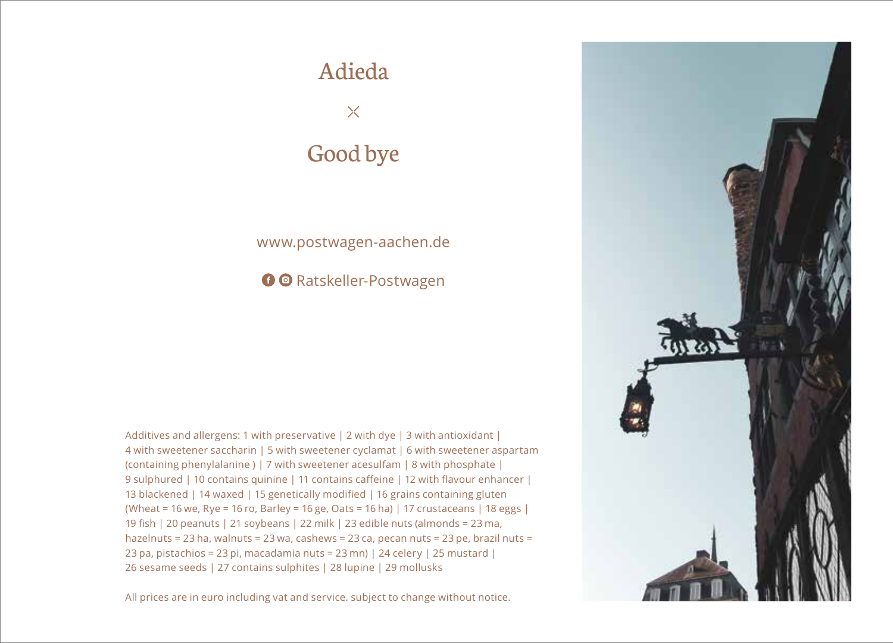# Adieda

×

# Good bye

www.postwagen-aachen.de

Ratskeller-Postwagen

Additives and allergens: 1 with preservative | 2 with dye | 3 with antioxidant | 4 with sweetener saccharin | 5 with sweetener cyclamat | 6 with sweetener aspartam (containing phenylalanine ) | 7 with sweetener acesulfam | 8 with phosphate | 9 sulphured | 10 contains quinine | 11 contains caffeine | 12 with flavour enhancer | 13 blackened | 14 waxed | 15 genetically modified | 16 grains containing gluten (Wheat = 16 we, Rye = 16 ro, Barley = 16 ge, Oats = 16 ha) | 17 crustaceans | 18 eggs | 19 fish | 20 peanuts | 21 soybeans | 22 milk | 23 edible nuts (almonds = 23 ma, hazelnuts = 23 ha, walnuts = 23 wa, cashews = 23 ca, pecan nuts = 23 pe, brazil nuts = 23 pa, pistachios = 23 pi, macadamia nuts = 23 mn) | 24 celery | 25 mustard | 26 sesame seeds | 27 contains sulphites | 28 lupine | 29 mollusks

All prices are in euro including vat and service. subject to change without notice.